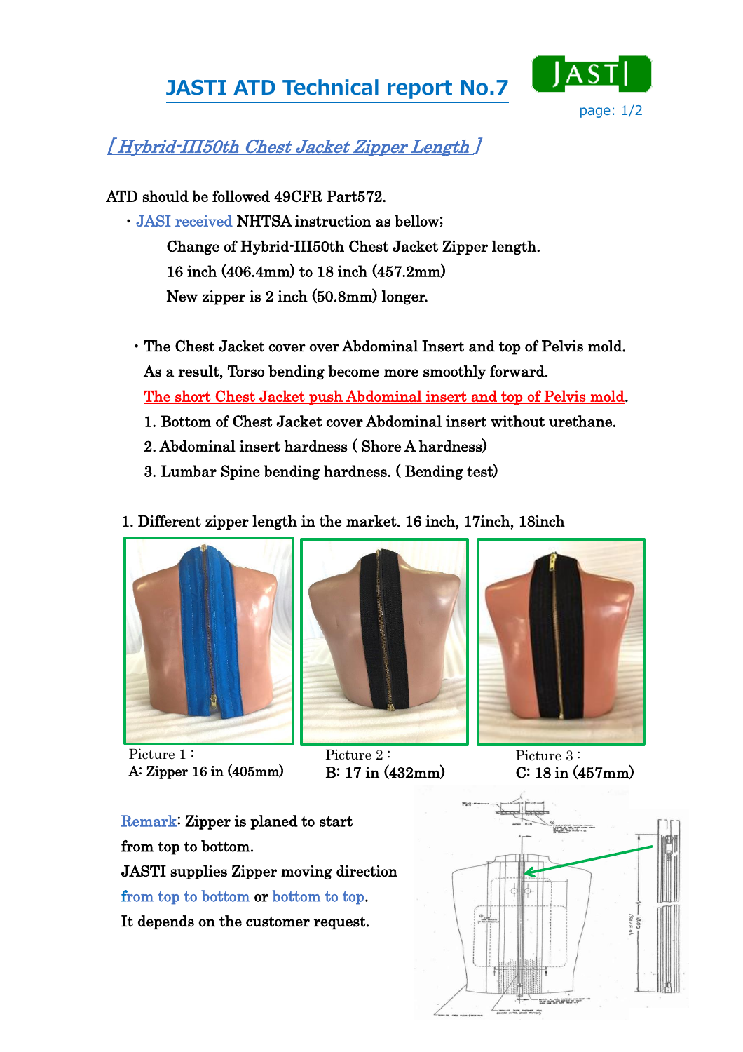# JASTI ATD Technical report No.7

## *[ Hybrid-III50th Chest Jacket Zipper Length ]*

ATD should be followed 49CFR Part572.

- JASI received NHTSA instruction as bellow;

  Change of Hybrid-III50th Chest Jacket Zipper length.

  16 inch (406.4mm) to 18 inch (457.2mm)

  New zipper is 2 inch (50.8mm) longer.

- The Chest Jacket cover over Abdominal Insert and top of Pelvis mold.

  As a result, Torso bending become more smoothly forward.

  The short Chest Jacket push Abdominal insert and top of Pelvis mold.

  1. Bottom of Chest Jacket cover Abdominal insert without urethane.
  2. Abdominal insert hardness ( Shore A hardness)
  3. Lumbar Spine bending hardness. ( Bending test)

1. Different zipper length in the market. 16 inch, 17inch, 18inch

Picture 1 :
A: Zipper 16 in (405mm)

Picture 2 :
B: 17 in (432mm)

Picture 3 :
C: 18 in (457mm)

Remark: Zipper is planed to start from top to bottom.
JASTI supplies Zipper moving direction from top to bottom or bottom to top.
It depends on the customer request.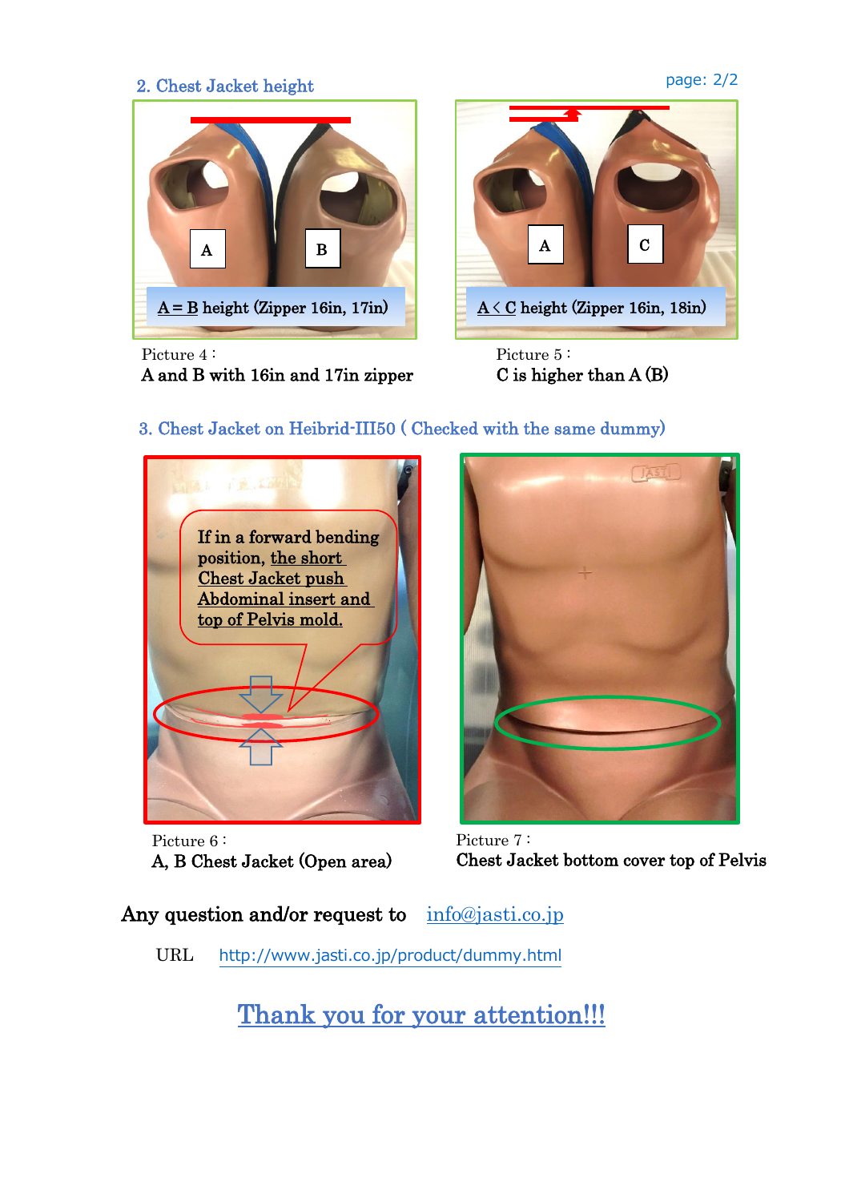## 2. Chest Jacket height

A = B height (Zipper 16in, 17in)

Picture 4：
A and B with 16in and 17in zipper

A < C height (Zipper 16in, 18in)

Picture 5：
C is higher than A (B)

## 3. Chest Jacket on Heibrid-III50 ( Checked with the same dummy)

If in a forward bending position, the short Chest Jacket push Abdominal insert and top of Pelvis mold.

Picture 6：
A, B Chest Jacket (Open area)

Picture 7：
Chest Jacket bottom cover top of Pelvis

Any question and/or request to info@jasti.co.jp

URL http://www.jasti.co.jp/product/dummy.html

**Thank you for your attention!!!**